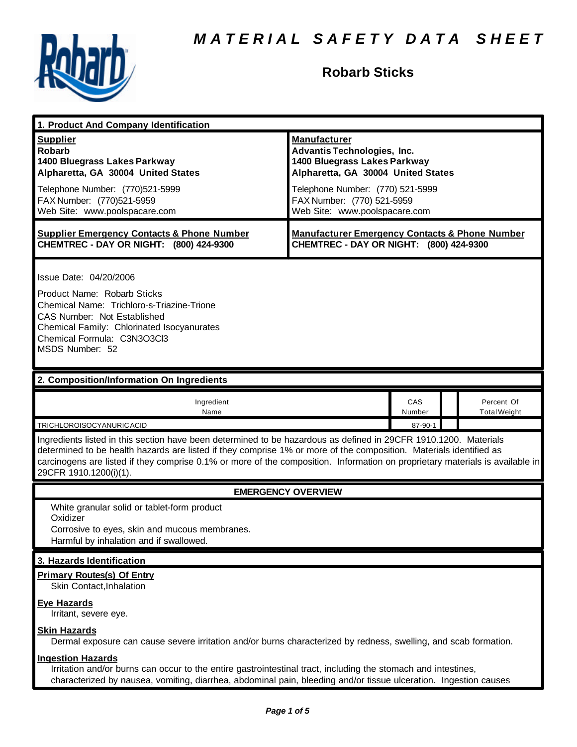# MATERIAL SAFETY DATA SHEET

## Robarb Sticks

### 1. Product And Company Identification

| **Supplier** | **Manufacturer** |
|---|---|
| **Robarb**<br>**1400 Bluegrass Lakes Parkway**<br>**Alpharetta, GA 30004 United States** | **Advantis Technologies, Inc.**<br>**1400 Bluegrass Lakes Parkway**<br>**Alpharetta, GA 30004 United States** |
| Telephone Number: (770)521-5999<br>FAX Number: (770)521-5959<br>Web Site: www.poolspacare.com | Telephone Number: (770) 521-5999<br>FAX Number: (770) 521-5959<br>Web Site: www.poolspacare.com |
| **Supplier Emergency Contacts & Phone Number**<br>**CHEMTREC - DAY OR NIGHT: (800) 424-9300** | **Manufacturer Emergency Contacts & Phone Number**<br>**CHEMTREC - DAY OR NIGHT: (800) 424-9300** |

Issue Date: 04/20/2006

Product Name: Robarb Sticks
Chemical Name: Trichloro-s-Triazine-Trione
CAS Number: Not Established
Chemical Family: Chlorinated Isocyanurates
Chemical Formula: $C_3N_3O_3Cl_3$
MSDS Number: 52

### 2. Composition/Information On Ingredients

| Ingredient Name | CAS Number | | Percent Of Total Weight |
|---|---|---|---|
| TRICHLOROISOCYANURIC ACID | 87-90-1 | | |

Ingredients listed in this section have been determined to be hazardous as defined in 29CFR 1910.1200. Materials determined to be health hazards are listed if they comprise 1% or more of the composition. Materials identified as carcinogens are listed if they comprise 0.1% or more of the composition. Information on proprietary materials is available in 29CFR 1910.1200(i)(1).

### EMERGENCY OVERVIEW

White granular solid or tablet-form product
Oxidizer
Corrosive to eyes, skin and mucous membranes.
Harmful by inhalation and if swallowed.

### 3. Hazards Identification

**Primary Routes(s) Of Entry**
Skin Contact,Inhalation

**Eye Hazards**
Irritant, severe eye.

**Skin Hazards**
Dermal exposure can cause severe irritation and/or burns characterized by redness, swelling, and scab formation.

**Ingestion Hazards**
Irritation and/or burns can occur to the entire gastrointestinal tract, including the stomach and intestines, characterized by nausea, vomiting, diarrhea, abdominal pain, bleeding and/or tissue ulceration. Ingestion causes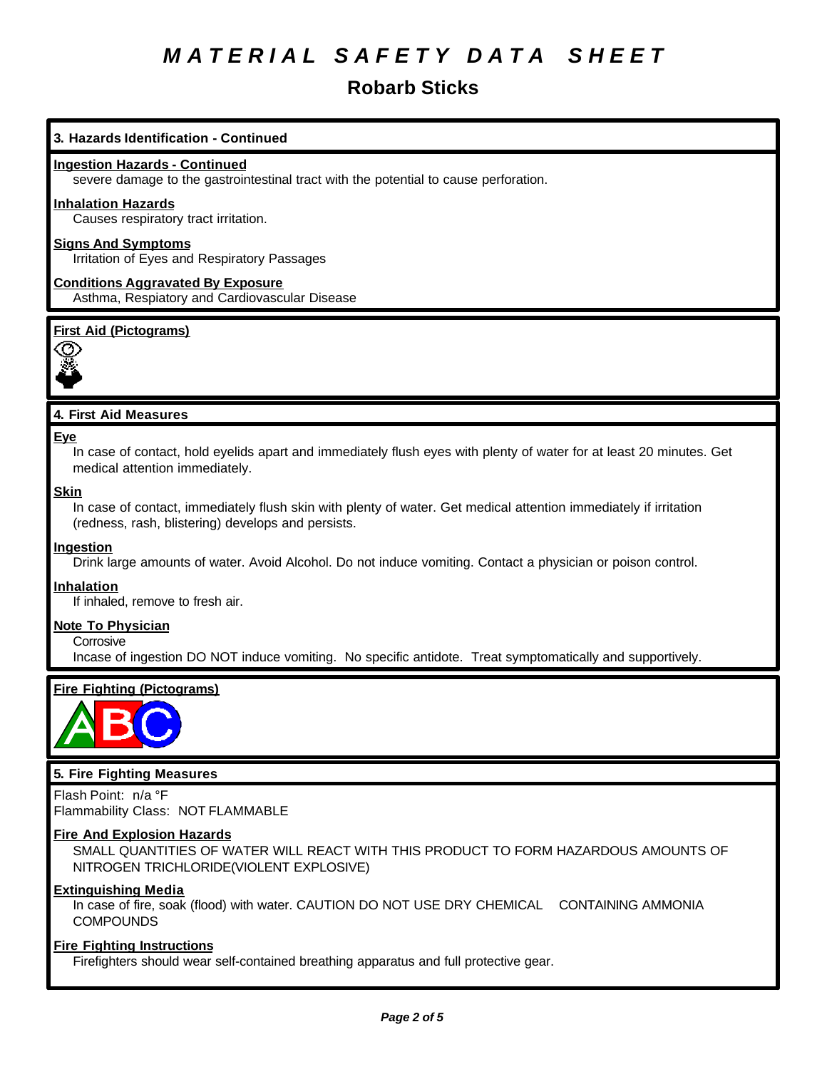# MATERIAL SAFETY DATA SHEET

## Robarb Sticks

### 3. Hazards Identification - Continued

**Ingestion Hazards - Continued**

severe damage to the gastrointestinal tract with the potential to cause perforation.

**Inhalation Hazards**

Causes respiratory tract irritation.

**Signs And Symptoms**

Irritation of Eyes and Respiratory Passages

**Conditions Aggravated By Exposure**

Asthma, Respiatory and Cardiovascular Disease

**First Aid (Pictograms)**

### 4. First Aid Measures

**Eye**

In case of contact, hold eyelids apart and immediately flush eyes with plenty of water for at least 20 minutes. Get medical attention immediately.

**Skin**

In case of contact, immediately flush skin with plenty of water. Get medical attention immediately if irritation (redness, rash, blistering) develops and persists.

**Ingestion**

Drink large amounts of water. Avoid Alcohol. Do not induce vomiting. Contact a physician or poison control.

**Inhalation**

If inhaled, remove to fresh air.

**Note To Physician**

Corrosive

Incase of ingestion DO NOT induce vomiting. No specific antidote. Treat symptomatically and supportively.

**Fire Fighting (Pictograms)**

### 5. Fire Fighting Measures

Flash Point: n/a °F

Flammability Class: NOT FLAMMABLE

**Fire And Explosion Hazards**

SMALL QUANTITIES OF WATER WILL REACT WITH THIS PRODUCT TO FORM HAZARDOUS AMOUNTS OF NITROGEN TRICHLORIDE(VIOLENT EXPLOSIVE)

**Extinguishing Media**

In case of fire, soak (flood) with water. CAUTION DO NOT USE DRY CHEMICAL CONTAINING AMMONIA COMPOUNDS

**Fire Fighting Instructions**

Firefighters should wear self-contained breathing apparatus and full protective gear.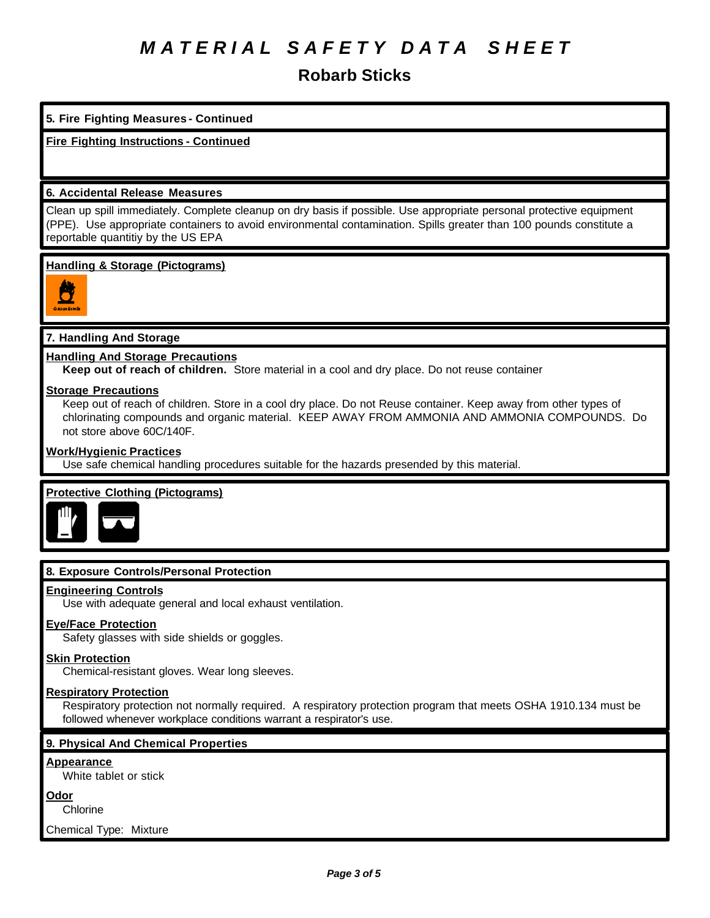# MATERIAL SAFETY DATA SHEET

## Robarb Sticks

### 5. Fire Fighting Measures - Continued

**Fire Fighting Instructions - Continued**

### 6. Accidental Release Measures

Clean up spill immediately. Complete cleanup on dry basis if possible. Use appropriate personal protective equipment (PPE). Use appropriate containers to avoid environmental contamination. Spills greater than 100 pounds constitute a reportable quantitiy by the US EPA

**Handling & Storage (Pictograms)**

### 7. Handling And Storage

**Handling And Storage Precautions**

**Keep out of reach of children.** Store material in a cool and dry place. Do not reuse container

**Storage Precautions**

Keep out of reach of children. Store in a cool dry place. Do not Reuse container. Keep away from other types of chlorinating compounds and organic material. KEEP AWAY FROM AMMONIA AND AMMONIA COMPOUNDS. Do not store above 60C/140F.

**Work/Hygienic Practices**

Use safe chemical handling procedures suitable for the hazards presended by this material.

**Protective Clothing (Pictograms)**

### 8. Exposure Controls/Personal Protection

**Engineering Controls**

Use with adequate general and local exhaust ventilation.

**Eye/Face Protection**

Safety glasses with side shields or goggles.

**Skin Protection**

Chemical-resistant gloves. Wear long sleeves.

**Respiratory Protection**

Respiratory protection not normally required. A respiratory protection program that meets OSHA 1910.134 must be followed whenever workplace conditions warrant a respirator's use.

### 9. Physical And Chemical Properties

**Appearance**

White tablet or stick

**Odor**

Chlorine

Chemical Type: Mixture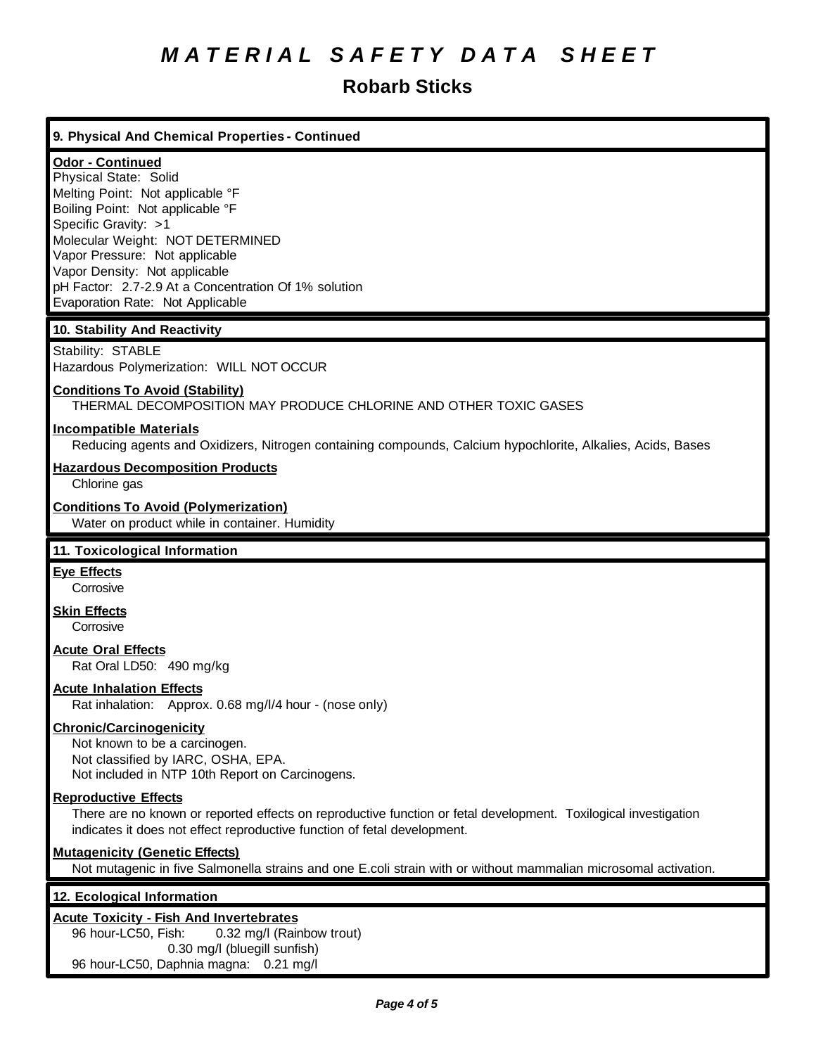# MATERIAL SAFETY DATA SHEET

## Robarb Sticks

### 9. Physical And Chemical Properties - Continued

**Odor - Continued**

Physical State: Solid
Melting Point: Not applicable °F
Boiling Point: Not applicable °F
Specific Gravity: >1
Molecular Weight: NOT DETERMINED
Vapor Pressure: Not applicable
Vapor Density: Not applicable
pH Factor: 2.7-2.9 At a Concentration Of 1% solution
Evaporation Rate: Not Applicable

### 10. Stability And Reactivity

Stability: STABLE
Hazardous Polymerization: WILL NOT OCCUR

**Conditions To Avoid (Stability)**

THERMAL DECOMPOSITION MAY PRODUCE CHLORINE AND OTHER TOXIC GASES

**Incompatible Materials**

Reducing agents and Oxidizers, Nitrogen containing compounds, Calcium hypochlorite, Alkalies, Acids, Bases

**Hazardous Decomposition Products**

Chlorine gas

**Conditions To Avoid (Polymerization)**

Water on product while in container. Humidity

### 11. Toxicological Information

**Eye Effects**

Corrosive

**Skin Effects**

Corrosive

**Acute Oral Effects**

Rat Oral LD50: 490 mg/kg

**Acute Inhalation Effects**

Rat inhalation: Approx. 0.68 mg/l/4 hour - (nose only)

**Chronic/Carcinogenicity**

Not known to be a carcinogen.
Not classified by IARC, OSHA, EPA.
Not included in NTP 10th Report on Carcinogens.

**Reproductive Effects**

There are no known or reported effects on reproductive function or fetal development. Toxilogical investigation indicates it does not effect reproductive function of fetal development.

**Mutagenicity (Genetic Effects)**

Not mutagenic in five Salmonella strains and one E.coli strain with or without mammalian microsomal activation.

### 12. Ecological Information

**Acute Toxicity - Fish And Invertebrates**

96 hour-LC50, Fish: 0.32 mg/l (Rainbow trout)
0.30 mg/l (bluegill sunfish)
96 hour-LC50, Daphnia magna: 0.21 mg/l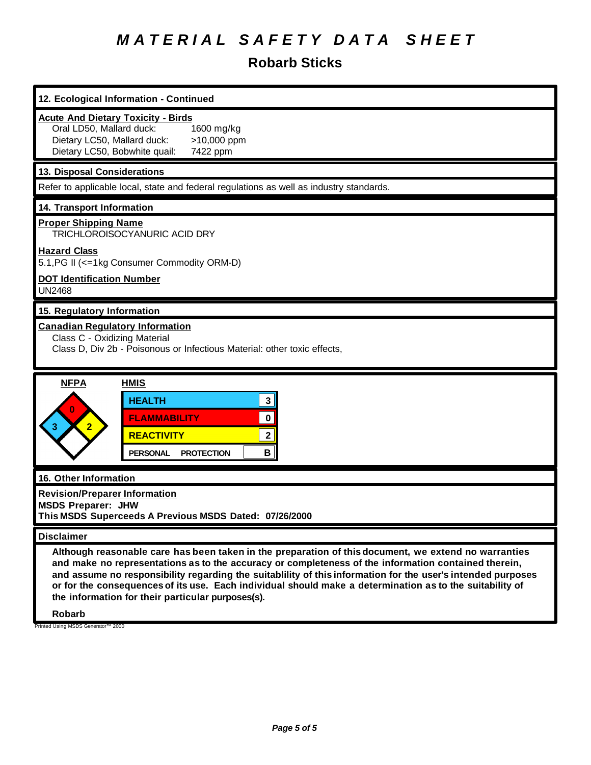# MATERIAL SAFETY DATA SHEET

## Robarb Sticks

### 12. Ecological Information - Continued

**Acute And Dietary Toxicity - Birds**

| | |
|---|---|
| Oral LD50, Mallard duck: | 1600 mg/kg |
| Dietary LC50, Mallard duck: | >10,000 ppm |
| Dietary LC50, Bobwhite quail: | 7422 ppm |

### 13. Disposal Considerations

Refer to applicable local, state and federal regulations as well as industry standards.

### 14. Transport Information

**Proper Shipping Name**

TRICHLOROISOCYANURIC ACID DRY

**Hazard Class**

5.1,PG II (<=1kg Consumer Commodity ORM-D)

**DOT Identification Number**

UN2468

### 15. Regulatory Information

**Canadian Regulatory Information**

Class C - Oxidizing Material

Class D, Div 2b - Poisonous or Infectious Material: other toxic effects,

**NFPA**

Flammability: 0
Health: 3
Reactivity: 2

**HMIS**

| | |
|---|---|
| HEALTH | 3 |
| FLAMMABILITY | 0 |
| REACTIVITY | 2 |
| PERSONAL PROTECTION | B |

### 16. Other Information

**Revision/Preparer Information**

**MSDS Preparer: JHW**

**This MSDS Superceeds A Previous MSDS Dated: 07/26/2000**

### Disclaimer

**Although reasonable care has been taken in the preparation of this document, we extend no warranties and make no representations as to the accuracy or completeness of the information contained therein, and assume no responsibility regarding the suitablility of this information for the user's intended purposes or for the consequences of its use. Each individual should make a determination as to the suitability of the information for their particular purposes(s).**

**Robarb**

Printed Using MSDS Generator™ 2000